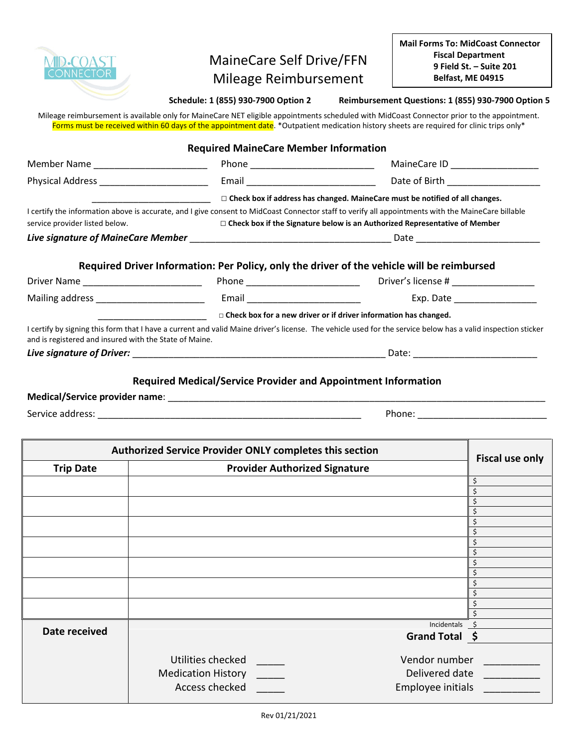MID-COAST CONNECTOR

# MaineCare Self Drive/FFN Mileage Reimbursement

**Mail Forms To: MidCoast Connector**
**Fiscal Department**
**9 Field St. – Suite 201**
**Belfast, ME 04915**

**Schedule: 1 (855) 930-7900 Option 2** **Reimbursement Questions: 1 (855) 930-7900 Option 5**

Mileage reimbursement is available only for MaineCare NET eligible appointments scheduled with MidCoast Connector prior to the appointment. Forms must be received within 60 days of the appointment date. *Outpatient medication history sheets are required for clinic trips only*

## Required MaineCare Member Information

Member Name ______________________ Phone ________________________ MaineCare ID ________________

Physical Address _____________________ Email _________________________ Date of Birth __________________

______________________ ☐ **Check box if address has changed. MaineCare must be notified of all changes.**

I certify the information above is accurate, and I give consent to MidCoast Connector staff to verify all appointments with the MaineCare billable service provider listed below. ☐ **Check box if the Signature below is an Authorized Representative of Member**

***Live signature of MaineCare Member*** ________________________________________ Date ________________________

## Required Driver Information: Per Policy, only the driver of the vehicle will be reimbursed

Driver Name _______________________ Phone ______________________ Driver's license # ________________

Mailing address _____________________ Email ______________________ Exp. Date ________________

_____________________ ☐ **Check box for a new driver or if driver information has changed.**

I certify by signing this form that I have a current and valid Maine driver's license. The vehicle used for the service below has a valid inspection sticker and is registered and insured with the State of Maine.

***Live signature of Driver:*** __________________________________________________ Date: ________________________

## Required Medical/Service Provider and Appointment Information

**Medical/Service provider name**: ___________________________________________________________________________

Service address: ___________________________________________________ Phone: _________________________

| Authorized Service Provider ONLY completes this section | | Fiscal use only |
|---|---|---|
| **Trip Date** | **Provider Authorized Signature** | |
| | | \$ <br> \$ |
| | | \$ <br> \$ |
| | | \$ <br> \$ |
| | | \$ <br> \$ |
| | | \$ <br> \$ |
| | | \$ <br> \$ |
| | | \$ <br> \$ |
| **Date received** | Incidentals | \$ |
| | **Grand Total** | **\$** |
| | Utilities checked _____ <br> Medication History _____ <br> Access checked _____ | Vendor number __________ <br> Delivered date __________ <br> Employee initials __________ |

Rev 01/21/2021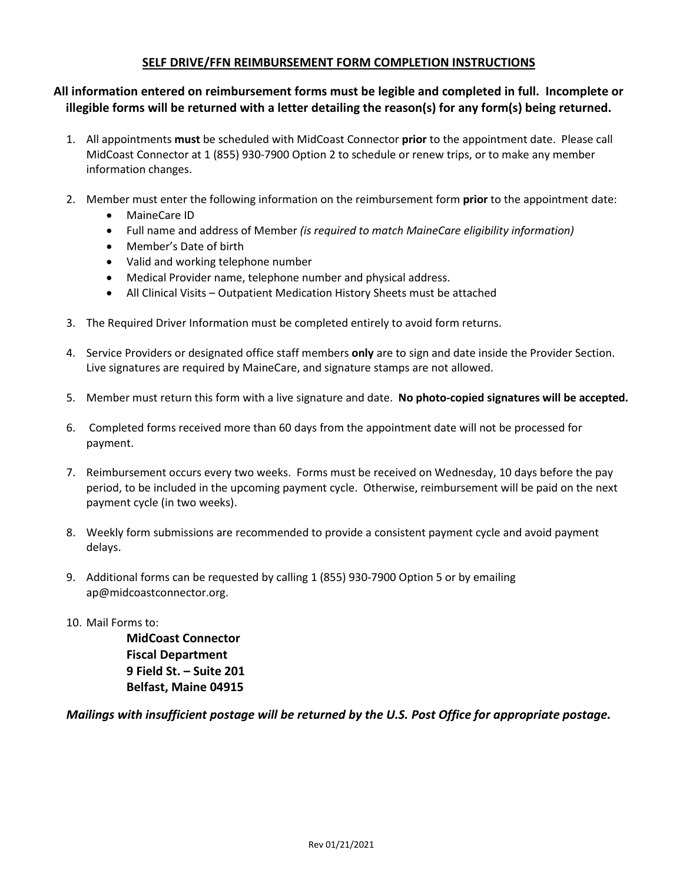## SELF DRIVE/FFN REIMBURSEMENT FORM COMPLETION INSTRUCTIONS

**All information entered on reimbursement forms must be legible and completed in full. Incomplete or illegible forms will be returned with a letter detailing the reason(s) for any form(s) being returned.**

1. All appointments **must** be scheduled with MidCoast Connector **prior** to the appointment date. Please call MidCoast Connector at 1 (855) 930-7900 Option 2 to schedule or renew trips, or to make any member information changes.

2. Member must enter the following information on the reimbursement form **prior** to the appointment date:
   - MaineCare ID
   - Full name and address of Member *(is required to match MaineCare eligibility information)*
   - Member's Date of birth
   - Valid and working telephone number
   - Medical Provider name, telephone number and physical address.
   - All Clinical Visits – Outpatient Medication History Sheets must be attached

3. The Required Driver Information must be completed entirely to avoid form returns.

4. Service Providers or designated office staff members **only** are to sign and date inside the Provider Section. Live signatures are required by MaineCare, and signature stamps are not allowed.

5. Member must return this form with a live signature and date. **No photo-copied signatures will be accepted.**

6. Completed forms received more than 60 days from the appointment date will not be processed for payment.

7. Reimbursement occurs every two weeks. Forms must be received on Wednesday, 10 days before the pay period, to be included in the upcoming payment cycle. Otherwise, reimbursement will be paid on the next payment cycle (in two weeks).

8. Weekly form submissions are recommended to provide a consistent payment cycle and avoid payment delays.

9. Additional forms can be requested by calling 1 (855) 930-7900 Option 5 or by emailing ap@midcoastconnector.org.

10. Mail Forms to:

    **MidCoast Connector**
    **Fiscal Department**
    **9 Field St. – Suite 201**
    **Belfast, Maine 04915**

***Mailings with insufficient postage will be returned by the U.S. Post Office for appropriate postage.***

Rev 01/21/2021